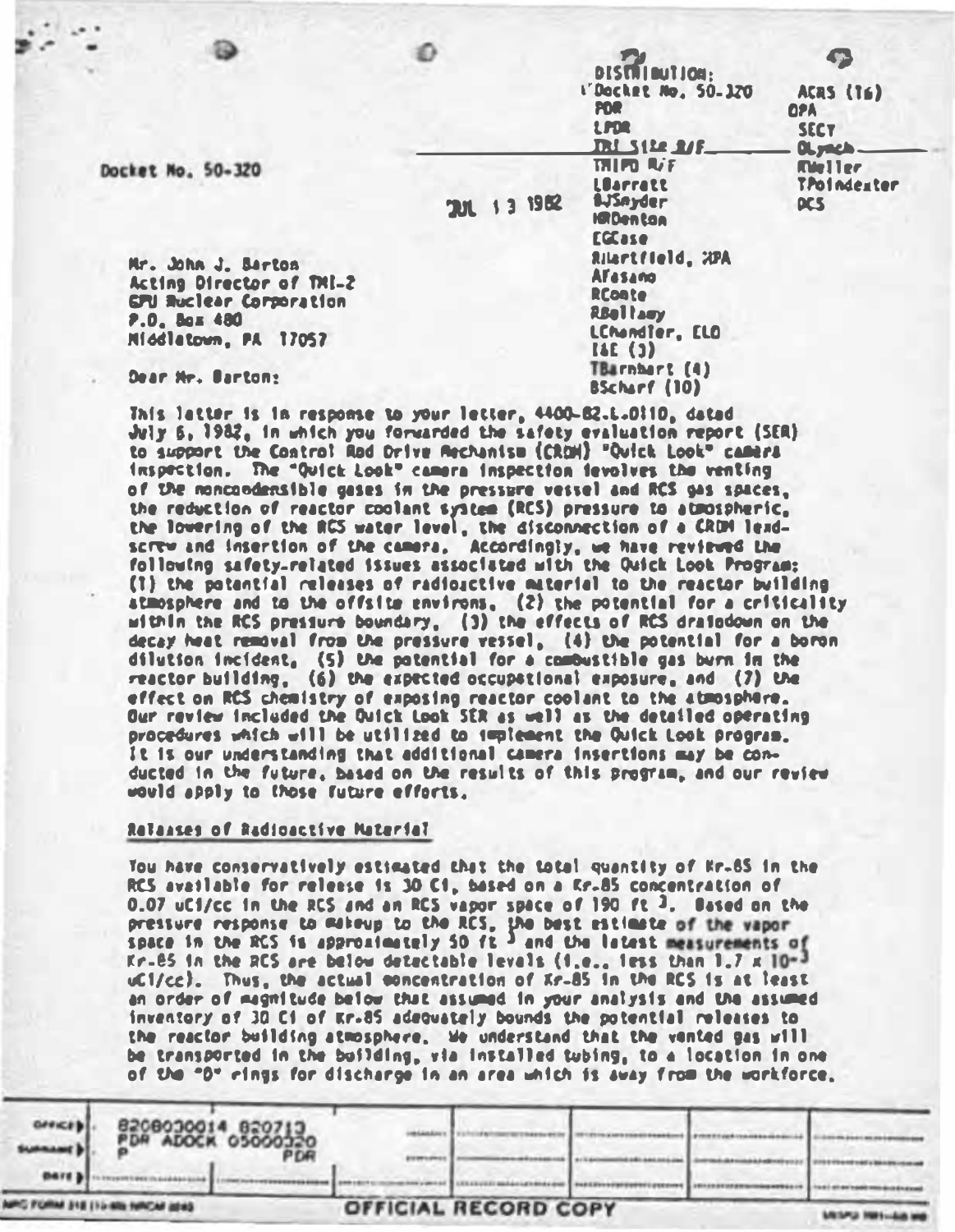DISTRIBUTION:
Docket No. 50-320
PDR
LPDR
TMI Site R/F
TMIPO R/F
LBarrett
BJSnyder
HRDenton
EGCase
RHartfield, MPA
AFasano
RConte
RBellamy
LChandler, ELD
I&E (3)
TBarnhart (4)
BScharf (10)
ACRS (16)
OPA
SECY
OLynch
MWeller
TPoindexter
DCS

Docket No. 50-320

JUL 13 1982

Mr. John J. Barton
Acting Director of TMI-2
GPU Nuclear Corporation
P.O. Box 480
Middletown, PA 17057

Dear Mr. Barton:

This letter is in response to your letter, 4400-82-L-0110, dated July 6, 1982, in which you forwarded the safety evaluation report (SER) to support the Control Rod Drive Mechanism (CRDM) "Quick Look" camera inspection. The "Quick Look" camera inspection involves the venting of the noncondensible gases in the pressure vessel and RCS gas spaces, the reduction of reactor coolant system (RCS) pressure to atmospheric, the lowering of the RCS water level, the disconnection of a CRDM leadscrew and insertion of the camera. Accordingly, we have reviewed the following safety-related issues associated with the Quick Look Program: (1) the potential releases of radioactive material to the reactor building atmosphere and to the offsite environs, (2) the potential for a criticality within the RCS pressure boundary, (3) the effects of RCS draindown on the decay heat removal from the pressure vessel, (4) the potential for a boron dilution incident, (5) the potential for a combustible gas burn in the reactor building, (6) the expected occupational exposure, and (7) the effect on RCS chemistry of exposing reactor coolant to the atmosphere. Our review included the Quick Look SER as well as the detailed operating procedures which will be utilized to implement the Quick Look program. It is our understanding that additional camera insertions may be conducted in the future, based on the results of this program, and our review would apply to those future efforts.

## Releases of Radioactive Material

You have conservatively estimated that the total quantity of Kr-85 in the RCS available for release is 30 Ci, based on a Kr-85 concentration of 0.07 uCi/cc in the RCS and an RCS vapor space of 190 $ft^3$. Based on the pressure response to makeup to the RCS, the best estimate of the vapor space in the RCS is approximately 50 $ft^3$ and the latest measurements of Kr-85 in the RCS are below detectable levels (i.e., less than $1.7 \times 10^{-3}$ uCi/cc). Thus, the actual concentration of Kr-85 in the RCS is at least an order of magnitude below that assumed in your analysis and the assumed inventory of 30 Ci of Kr-85 adequately bounds the potential releases to the reactor building atmosphere. We understand that the vented gas will be transported in the building, via installed tubing, to a location in one of the "D" rings for discharge in an area which is away from the workforce.

8208030014 820713
PDR ADOCK 05000320
P PDR

OFFICIAL RECORD COPY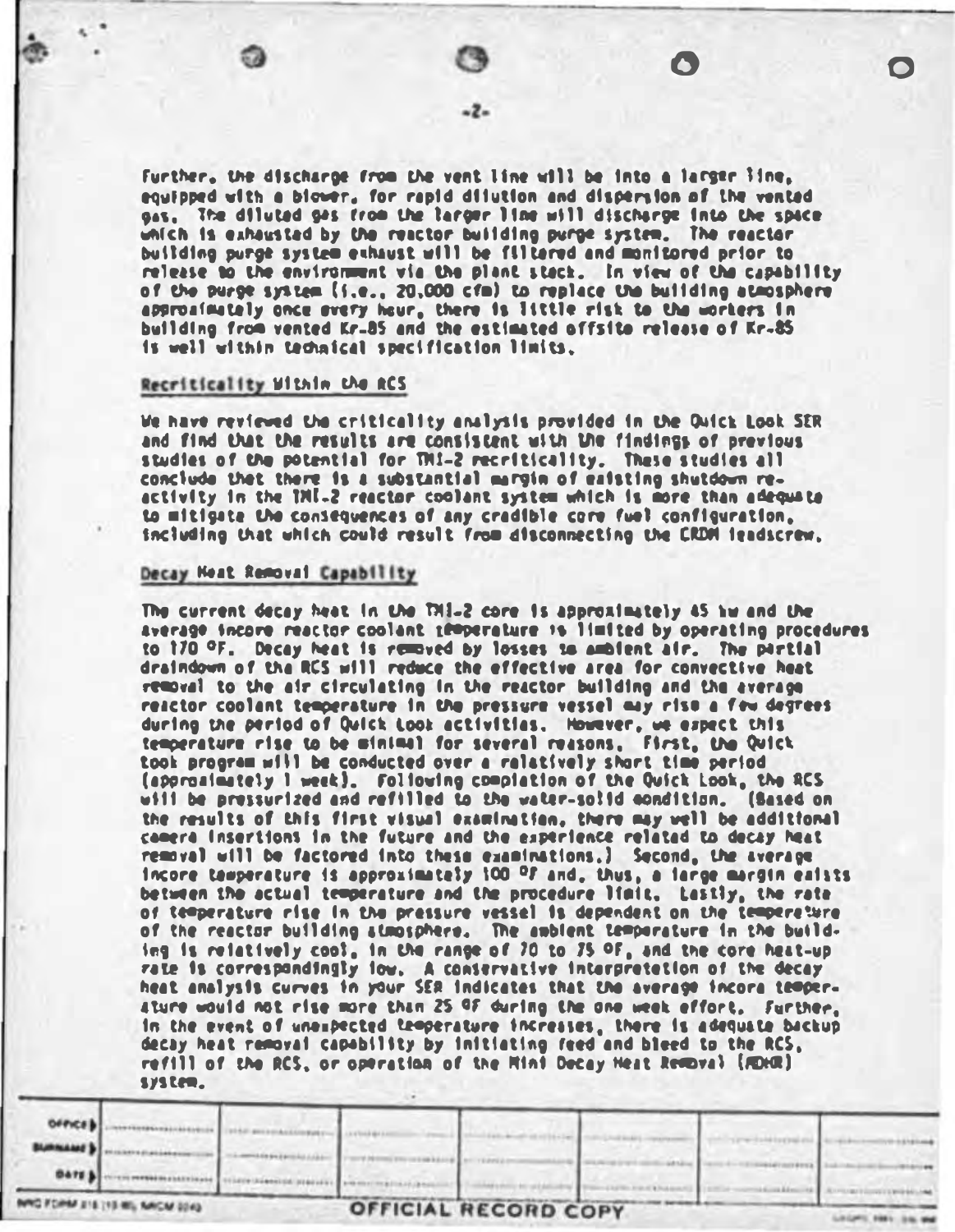Further, the discharge from the vent line will be into a larger line, equipped with a blower, for rapid dilution and dispersion of the vented gas. The diluted gas from the larger line will discharge into the space which is exhausted by the reactor building purge system. The reactor building purge system exhaust will be filtered and monitored prior to release to the environment via the plant stack. In view of the capability of the purge system (i.e., 20,000 cfm) to replace the building atmosphere approximately once every hour, there is little risk to the workers in building from vented Kr-85 and the estimated offsite release of Kr-85 is well within technical specification limits.

## Recriticality Within the RCS

We have reviewed the criticality analysis provided in the Quick Look SER and find that the results are consistent with the findings of previous studies of the potential for TMI-2 recriticality. These studies all conclude that there is a substantial margin of existing shutdown reactivity in the TMI-2 reactor coolant system which is more than adequate to mitigate the consequences of any credible core fuel configuration, including that which could result from disconnecting the CRDM leadscrew.

## Decay Heat Removal Capability

The current decay heat in the TMI-2 core is approximately 45 kw and the average incore reactor coolant temperature is limited by operating procedures to 170 °F. Decay heat is removed by losses to ambient air. The partial draindown of the RCS will reduce the effective area for convective heat removal to the air circulating in the reactor building and the average reactor coolant temperature in the pressure vessel may rise a few degrees during the period of Quick Look activities. However, we expect this temperature rise to be minimal for several reasons. First, the Quick Look program will be conducted over a relatively short time period (approximately 1 week). Following completion of the Quick Look, the RCS will be pressurized and refilled to the water-solid condition. (Based on the results of this first visual examination, there may well be additional camera insertions in the future and the experience related to decay heat removal will be factored into these examinations.) Second, the average incore temperature is approximately 100 °F and, thus, a large margin exists between the actual temperature and the procedure limit. Lastly, the rate of temperature rise in the pressure vessel is dependent on the temperature of the reactor building atmosphere. The ambient temperature in the building is relatively cool, in the range of 70 to 75 °F, and the core heat-up rate is correspondingly low. A conservative interpretation of the decay heat analysis curves in your SER indicates that the average incore temperature would not rise more than 25 °F during the one week effort. Further, in the event of unexpected temperature increases, there is adequate backup decay heat removal capability by initiating feed and bleed to the RCS, refill of the RCS, or operation of the Mini Decay Heat Removal (MDHR) system.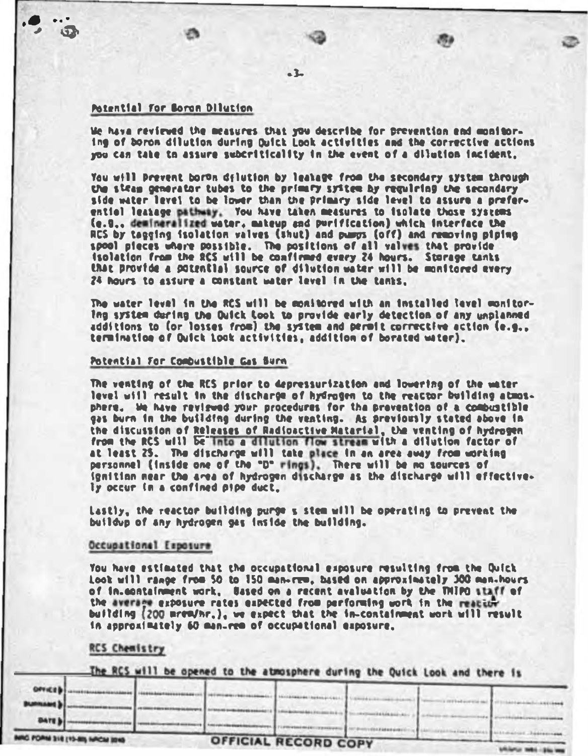## Potential for Boron Dilution

We have reviewed the measures that you describe for prevention and monitoring of boron dilution during Quick Look activities and the corrective actions you can take to assure subcriticality in the event of a dilution incident.

You will prevent boron dilution by leakage from the secondary system through the steam generator tubes to the primary system by requiring the secondary side water level to be lower than the primary side level to assure a preferential leakage pathway. You have taken measures to isolate those systems (e.g., demineralized water, makeup and purification) which interface the RCS by tagging isolation valves (shut) and pumps (off) and removing piping spool pieces where possible. The positions of all valves that provide isolation from the RCS will be confirmed every 24 hours. Storage tanks that provide a potential source of dilution water will be monitored every 24 hours to assure a constant water level in the tanks.

The water level in the RCS will be monitored with an installed level monitoring system during the Quick Look to provide early detection of any unplanned additions to (or losses from) the system and permit corrective action (e.g., termination of Quick Look activities, addition of borated water).

## Potential For Combustible Gas Burn

The venting of the RCS prior to depressurization and lowering of the water level will result in the discharge of hydrogen to the reactor building atmosphere. We have reviewed your procedures for the prevention of a combustible gas burn in the building during the venting. As previously stated above in the discussion of Releases of Radioactive Material, the venting of hydrogen from the RCS will be into a dilution flow stream with a dilution factor of at least 25. The discharge will take place in an area away from working personnel (inside one of the "D" rings). There will be no sources of ignition near the area of hydrogen discharge as the discharge will effectively occur in a confined pipe duct.

Lastly, the reactor building purge system will be operating to prevent the buildup of any hydrogen gas inside the building.

## Occupational Exposure

You have estimated that the occupational exposure resulting from the Quick Look will range from 50 to 150 man-rem, based on approximately 300 man-hours of in-containment work. Based on a recent evaluation by the TMIPO staff of the average exposure rates expected from performing work in the reactor building (200 mrem/hr.), we expect that the in-containment work will result in approximately 60 man-rem of occupational exposure.

## RCS Chemistry

The RCS will be opened to the atmosphere during the Quick Look and there is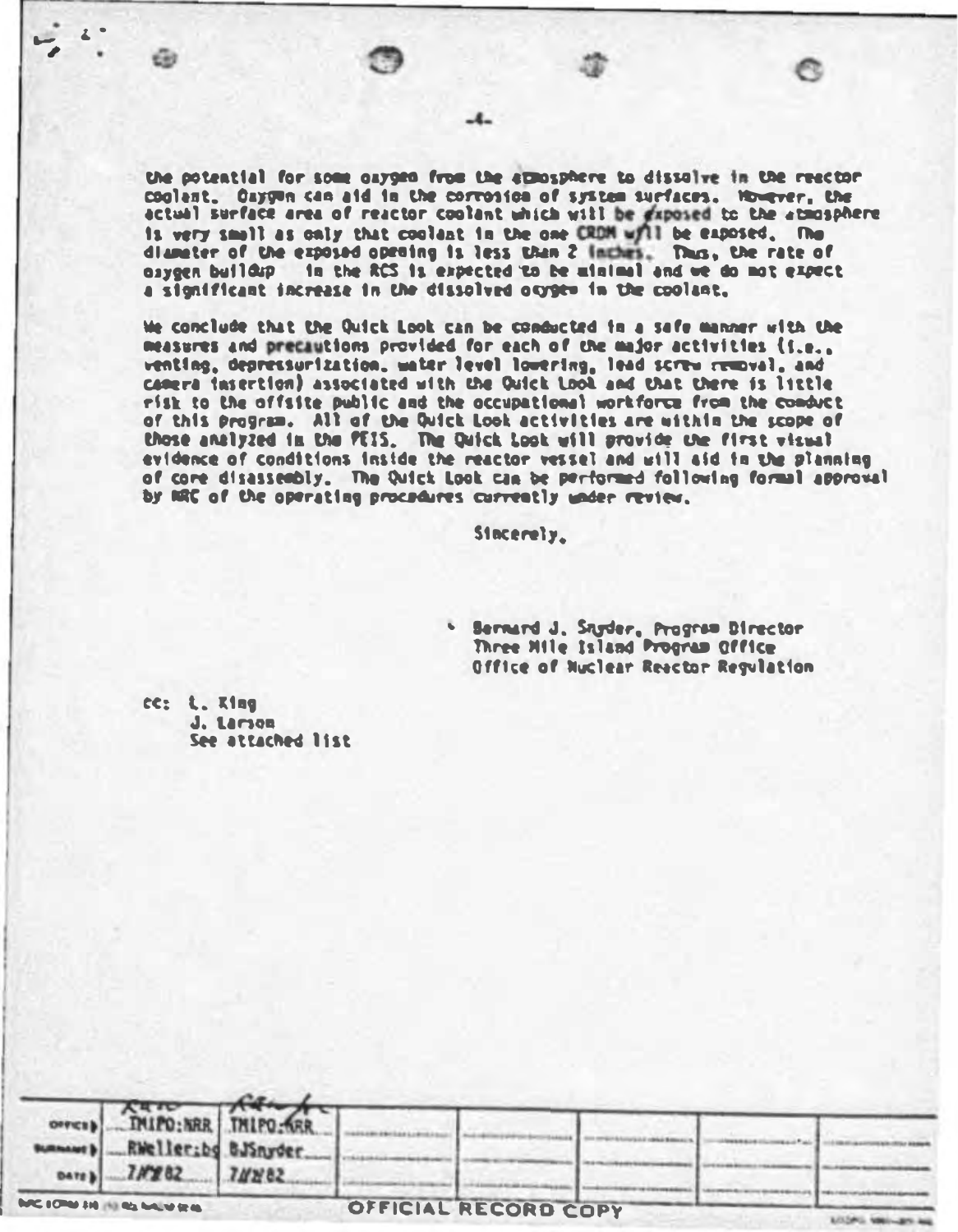the potential for some oxygen from the atmosphere to dissolve in the reactor coolant. Oxygen can aid in the corrosion of system surfaces. However, the actual surface area of reactor coolant which will be exposed to the atmosphere is very small as only that coolant in the one CRDM will be exposed. The diameter of the exposed opening is less than 2 inches. Thus, the rate of oxygen buildup in the RCS is expected to be minimal and we do not expect a significant increase in the dissolved oxygen in the coolant.

We conclude that the Quick Look can be conducted in a safe manner with the measures and precautions provided for each of the major activities (i.e., venting, depressurization, water level lowering, lead screw removal, and camera insertion) associated with the Quick Look and that there is little risk to the offsite public and the occupational workforce from the conduct of this program. All of the Quick Look activities are within the scope of those analyzed in the PEIS. The Quick Look will provide the first visual evidence of conditions inside the reactor vessel and will aid in the planning of core disassembly. The Quick Look can be performed following formal approval by NRC of the operating procedures currently under review.

Sincerely,

Bernard J. Snyder, Program Director
Three Mile Island Program Office
Office of Nuclear Reactor Regulation

cc: L. King
J. Larson
See attached list

| | | | | | | | |
|---|---|---|---|---|---|---|---|
| OFFICE | TMIPO:NRR | TMIPO:NRR | | | | | |
| SURNAME | RWeller:bg | BJSnyder | | | | | |
| DATE | 7/ /82 | 7/ /82 | | | | | |

OFFICIAL RECORD COPY